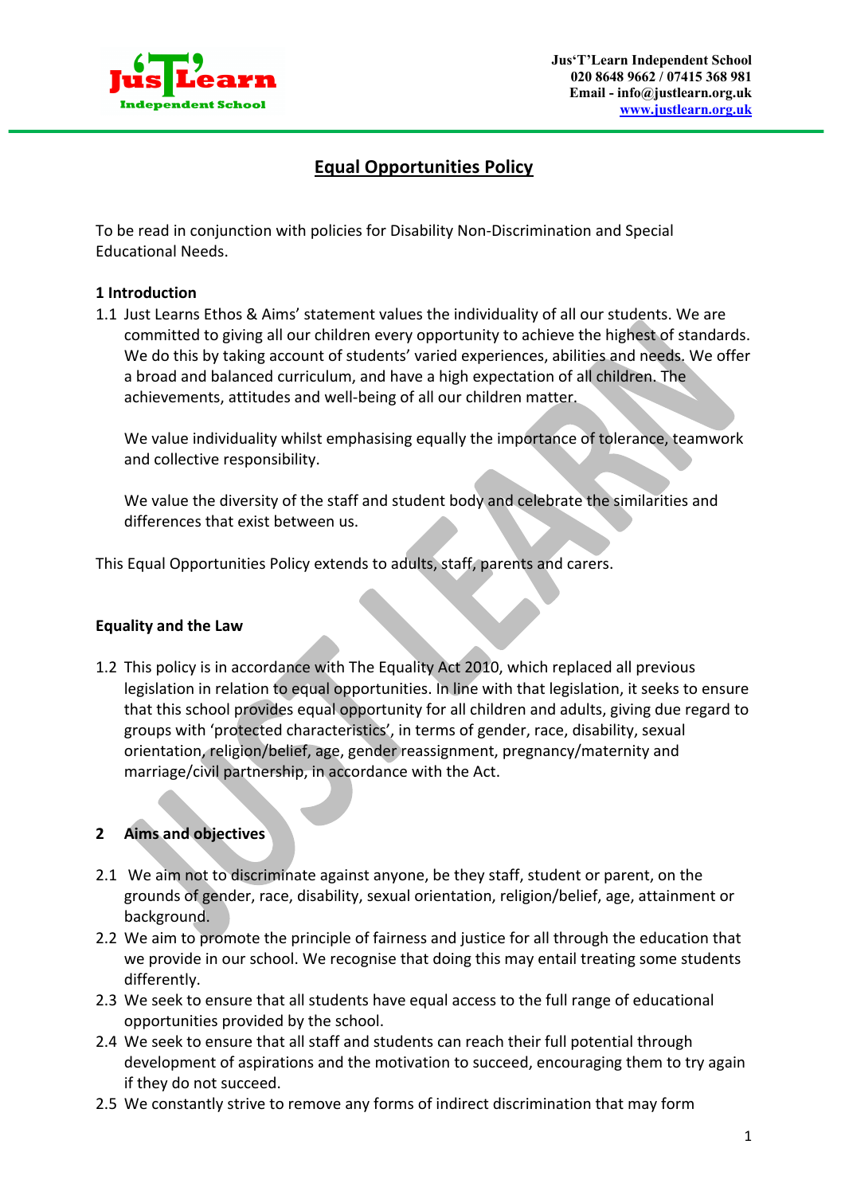Jus'T'Learn Independent School
020 8648 9662 / 07415 368 981
Email - info@justlearn.org.uk
www.justlearn.org.uk

# Equal Opportunities Policy

To be read in conjunction with policies for Disability Non-Discrimination and Special Educational Needs.

## 1 Introduction

1.1 Just Learns Ethos & Aims' statement values the individuality of all our students. We are committed to giving all our children every opportunity to achieve the highest of standards. We do this by taking account of students' varied experiences, abilities and needs. We offer a broad and balanced curriculum, and have a high expectation of all children. The achievements, attitudes and well-being of all our children matter.

We value individuality whilst emphasising equally the importance of tolerance, teamwork and collective responsibility.

We value the diversity of the staff and student body and celebrate the similarities and differences that exist between us.

This Equal Opportunities Policy extends to adults, staff, parents and carers.

### Equality and the Law

1.2 This policy is in accordance with The Equality Act 2010, which replaced all previous legislation in relation to equal opportunities. In line with that legislation, it seeks to ensure that this school provides equal opportunity for all children and adults, giving due regard to groups with 'protected characteristics', in terms of gender, race, disability, sexual orientation, religion/belief, age, gender reassignment, pregnancy/maternity and marriage/civil partnership, in accordance with the Act.

## 2 Aims and objectives

2.1 We aim not to discriminate against anyone, be they staff, student or parent, on the grounds of gender, race, disability, sexual orientation, religion/belief, age, attainment or background.

2.2 We aim to promote the principle of fairness and justice for all through the education that we provide in our school. We recognise that doing this may entail treating some students differently.

2.3 We seek to ensure that all students have equal access to the full range of educational opportunities provided by the school.

2.4 We seek to ensure that all staff and students can reach their full potential through development of aspirations and the motivation to succeed, encouraging them to try again if they do not succeed.

2.5 We constantly strive to remove any forms of indirect discrimination that may form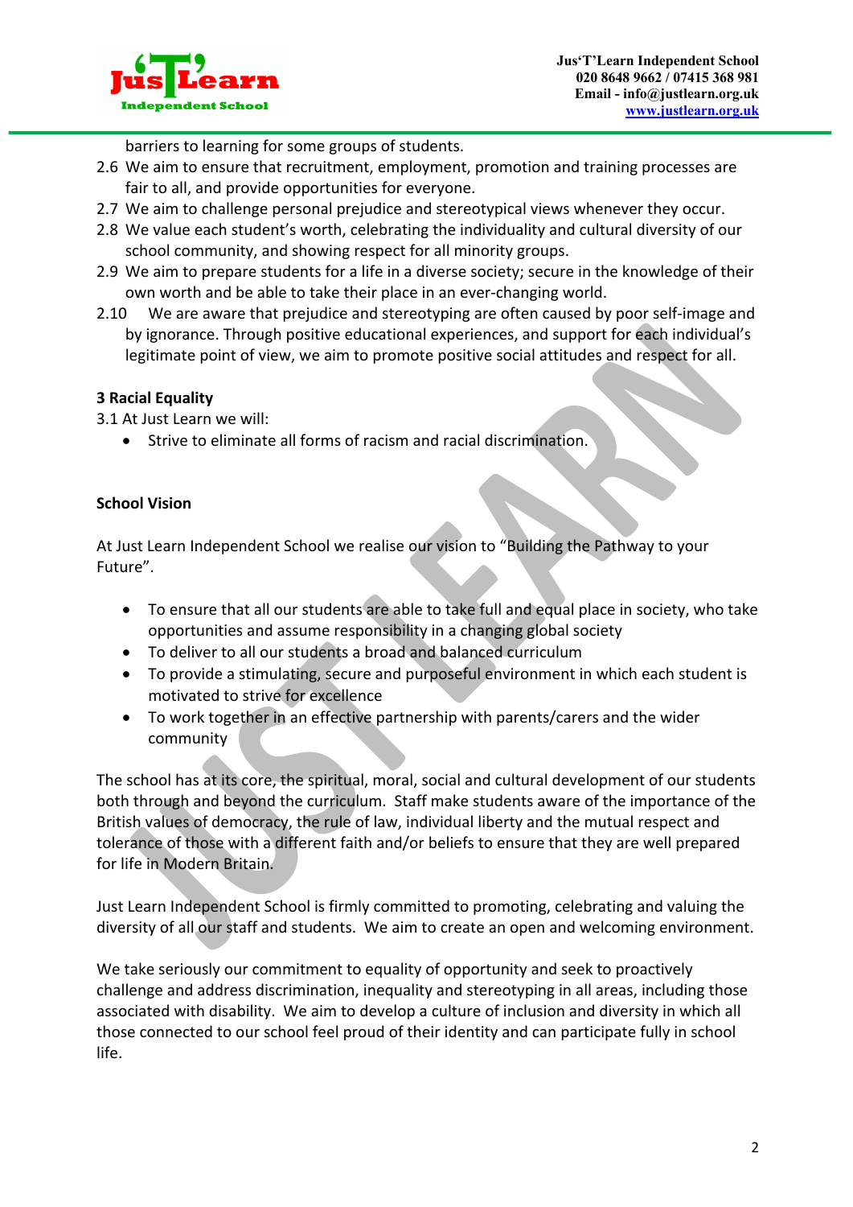barriers to learning for some groups of students.

2.6 We aim to ensure that recruitment, employment, promotion and training processes are fair to all, and provide opportunities for everyone.

2.7 We aim to challenge personal prejudice and stereotypical views whenever they occur.

2.8 We value each student's worth, celebrating the individuality and cultural diversity of our school community, and showing respect for all minority groups.

2.9 We aim to prepare students for a life in a diverse society; secure in the knowledge of their own worth and be able to take their place in an ever-changing world.

2.10 We are aware that prejudice and stereotyping are often caused by poor self-image and by ignorance. Through positive educational experiences, and support for each individual's legitimate point of view, we aim to promote positive social attitudes and respect for all.

**3 Racial Equality**

3.1 At Just Learn we will:

- Strive to eliminate all forms of racism and racial discrimination.

**School Vision**

At Just Learn Independent School we realise our vision to "Building the Pathway to your Future".

- To ensure that all our students are able to take full and equal place in society, who take opportunities and assume responsibility in a changing global society
- To deliver to all our students a broad and balanced curriculum
- To provide a stimulating, secure and purposeful environment in which each student is motivated to strive for excellence
- To work together in an effective partnership with parents/carers and the wider community

The school has at its core, the spiritual, moral, social and cultural development of our students both through and beyond the curriculum. Staff make students aware of the importance of the British values of democracy, the rule of law, individual liberty and the mutual respect and tolerance of those with a different faith and/or beliefs to ensure that they are well prepared for life in Modern Britain.

Just Learn Independent School is firmly committed to promoting, celebrating and valuing the diversity of all our staff and students. We aim to create an open and welcoming environment.

We take seriously our commitment to equality of opportunity and seek to proactively challenge and address discrimination, inequality and stereotyping in all areas, including those associated with disability. We aim to develop a culture of inclusion and diversity in which all those connected to our school feel proud of their identity and can participate fully in school life.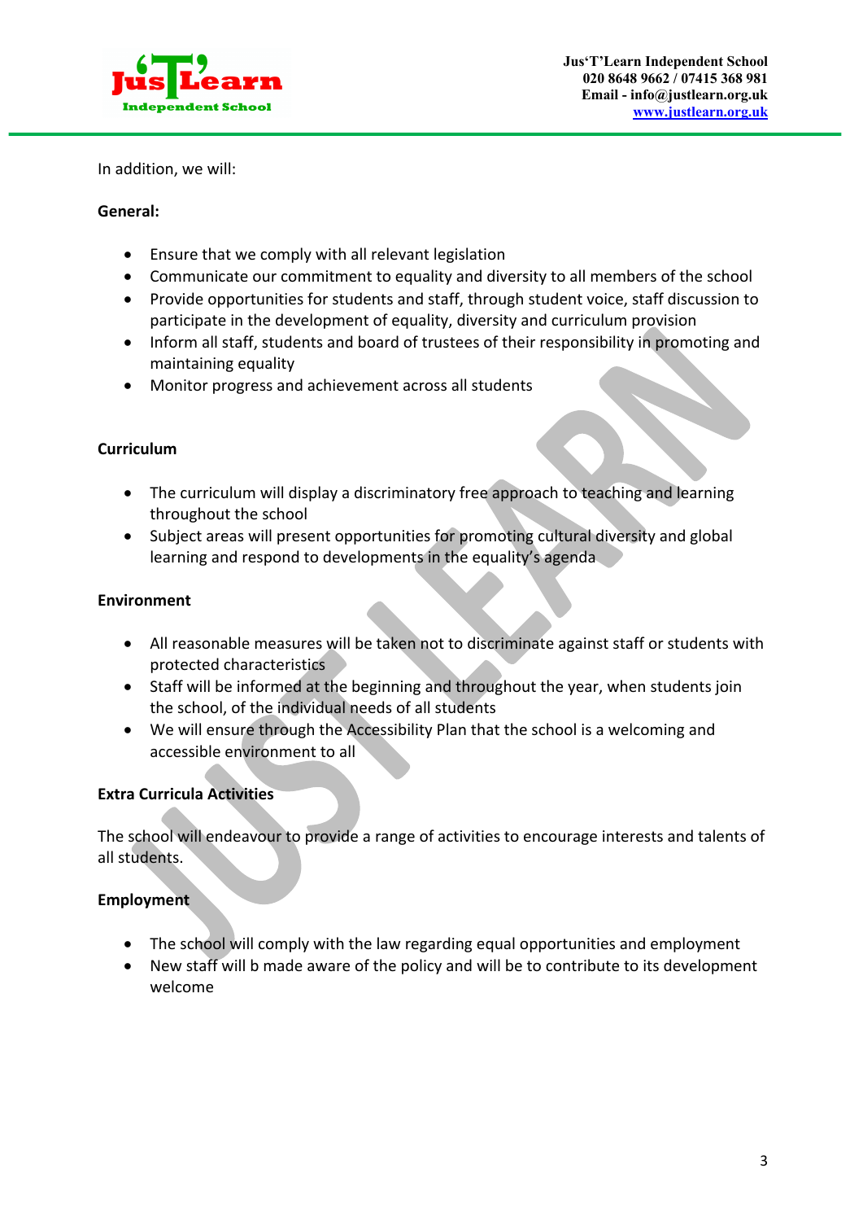In addition, we will:

**General:**

- Ensure that we comply with all relevant legislation
- Communicate our commitment to equality and diversity to all members of the school
- Provide opportunities for students and staff, through student voice, staff discussion to participate in the development of equality, diversity and curriculum provision
- Inform all staff, students and board of trustees of their responsibility in promoting and maintaining equality
- Monitor progress and achievement across all students

**Curriculum**

- The curriculum will display a discriminatory free approach to teaching and learning throughout the school
- Subject areas will present opportunities for promoting cultural diversity and global learning and respond to developments in the equality's agenda

**Environment**

- All reasonable measures will be taken not to discriminate against staff or students with protected characteristics
- Staff will be informed at the beginning and throughout the year, when students join the school, of the individual needs of all students
- We will ensure through the Accessibility Plan that the school is a welcoming and accessible environment to all

**Extra Curricula Activities**

The school will endeavour to provide a range of activities to encourage interests and talents of all students.

**Employment**

- The school will comply with the law regarding equal opportunities and employment
- New staff will b made aware of the policy and will be to contribute to its development welcome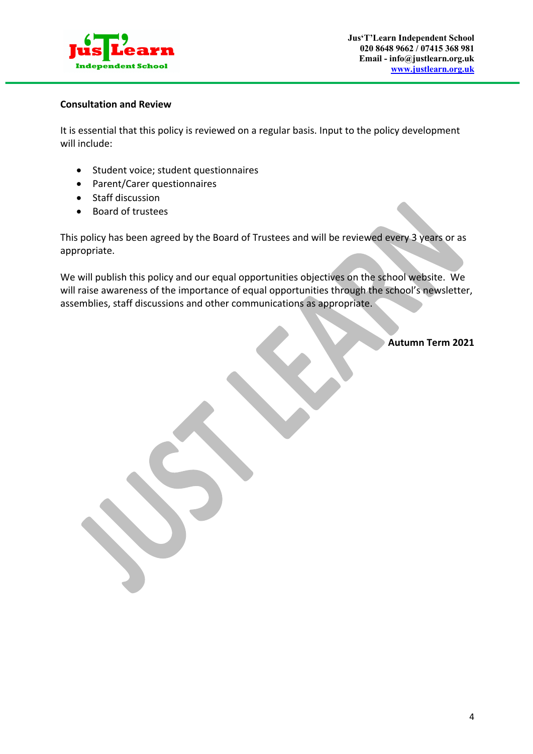**Consultation and Review**

It is essential that this policy is reviewed on a regular basis. Input to the policy development will include:

- Student voice; student questionnaires
- Parent/Carer questionnaires
- Staff discussion
- Board of trustees

This policy has been agreed by the Board of Trustees and will be reviewed every 3 years or as appropriate.

We will publish this policy and our equal opportunities objectives on the school website. We will raise awareness of the importance of equal opportunities through the school's newsletter, assemblies, staff discussions and other communications as appropriate.

**Autumn Term 2021**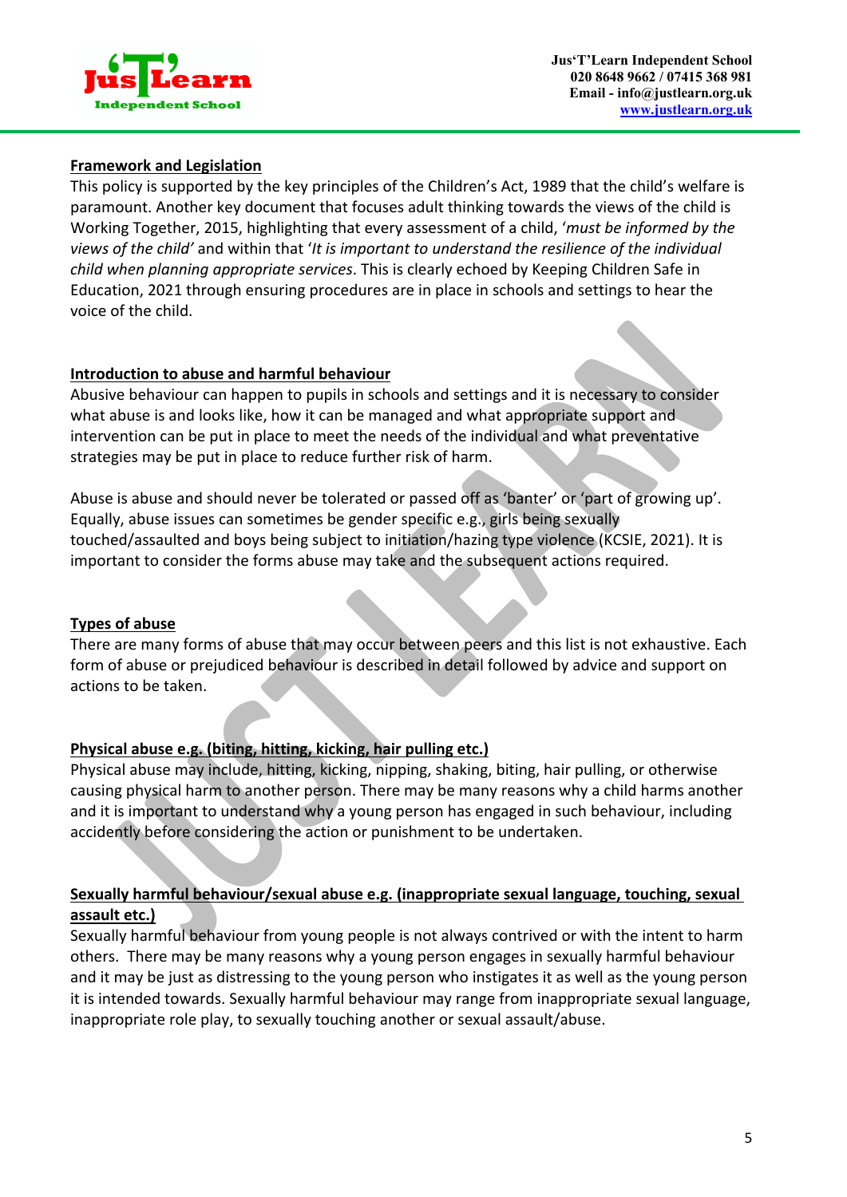**Framework and Legislation**

This policy is supported by the key principles of the Children's Act, 1989 that the child's welfare is paramount. Another key document that focuses adult thinking towards the views of the child is Working Together, 2015, highlighting that every assessment of a child, '*must be informed by the views of the child'* and within that '*It is important to understand the resilience of the individual child when planning appropriate services*. This is clearly echoed by Keeping Children Safe in Education, 2021 through ensuring procedures are in place in schools and settings to hear the voice of the child.

**Introduction to abuse and harmful behaviour**

Abusive behaviour can happen to pupils in schools and settings and it is necessary to consider what abuse is and looks like, how it can be managed and what appropriate support and intervention can be put in place to meet the needs of the individual and what preventative strategies may be put in place to reduce further risk of harm.

Abuse is abuse and should never be tolerated or passed off as 'banter' or 'part of growing up'. Equally, abuse issues can sometimes be gender specific e.g., girls being sexually touched/assaulted and boys being subject to initiation/hazing type violence (KCSIE, 2021). It is important to consider the forms abuse may take and the subsequent actions required.

**Types of abuse**

There are many forms of abuse that may occur between peers and this list is not exhaustive. Each form of abuse or prejudiced behaviour is described in detail followed by advice and support on actions to be taken.

**Physical abuse e.g. (biting, hitting, kicking, hair pulling etc.)**

Physical abuse may include, hitting, kicking, nipping, shaking, biting, hair pulling, or otherwise causing physical harm to another person. There may be many reasons why a child harms another and it is important to understand why a young person has engaged in such behaviour, including accidently before considering the action or punishment to be undertaken.

**Sexually harmful behaviour/sexual abuse e.g. (inappropriate sexual language, touching, sexual assault etc.)**

Sexually harmful behaviour from young people is not always contrived or with the intent to harm others. There may be many reasons why a young person engages in sexually harmful behaviour and it may be just as distressing to the young person who instigates it as well as the young person it is intended towards. Sexually harmful behaviour may range from inappropriate sexual language, inappropriate role play, to sexually touching another or sexual assault/abuse.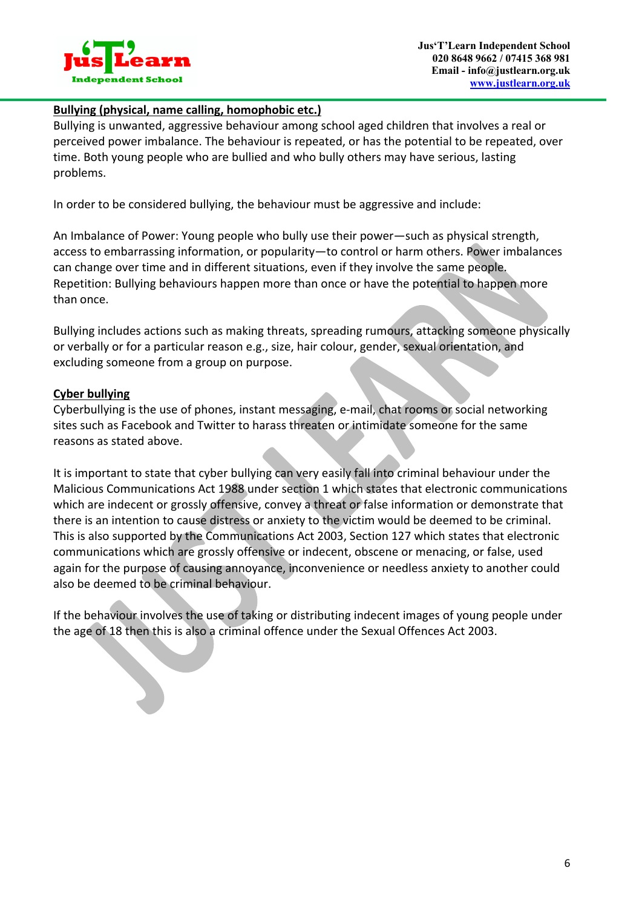**Bullying (physical, name calling, homophobic etc.)**

Bullying is unwanted, aggressive behaviour among school aged children that involves a real or perceived power imbalance. The behaviour is repeated, or has the potential to be repeated, over time. Both young people who are bullied and who bully others may have serious, lasting problems.

In order to be considered bullying, the behaviour must be aggressive and include:

An Imbalance of Power: Young people who bully use their power—such as physical strength, access to embarrassing information, or popularity—to control or harm others. Power imbalances can change over time and in different situations, even if they involve the same people.
Repetition: Bullying behaviours happen more than once or have the potential to happen more than once.

Bullying includes actions such as making threats, spreading rumours, attacking someone physically or verbally or for a particular reason e.g., size, hair colour, gender, sexual orientation, and excluding someone from a group on purpose.

**Cyber bullying**

Cyberbullying is the use of phones, instant messaging, e-mail, chat rooms or social networking sites such as Facebook and Twitter to harass threaten or intimidate someone for the same reasons as stated above.

It is important to state that cyber bullying can very easily fall into criminal behaviour under the Malicious Communications Act 1988 under section 1 which states that electronic communications which are indecent or grossly offensive, convey a threat or false information or demonstrate that there is an intention to cause distress or anxiety to the victim would be deemed to be criminal. This is also supported by the Communications Act 2003, Section 127 which states that electronic communications which are grossly offensive or indecent, obscene or menacing, or false, used again for the purpose of causing annoyance, inconvenience or needless anxiety to another could also be deemed to be criminal behaviour.

If the behaviour involves the use of taking or distributing indecent images of young people under the age of 18 then this is also a criminal offence under the Sexual Offences Act 2003.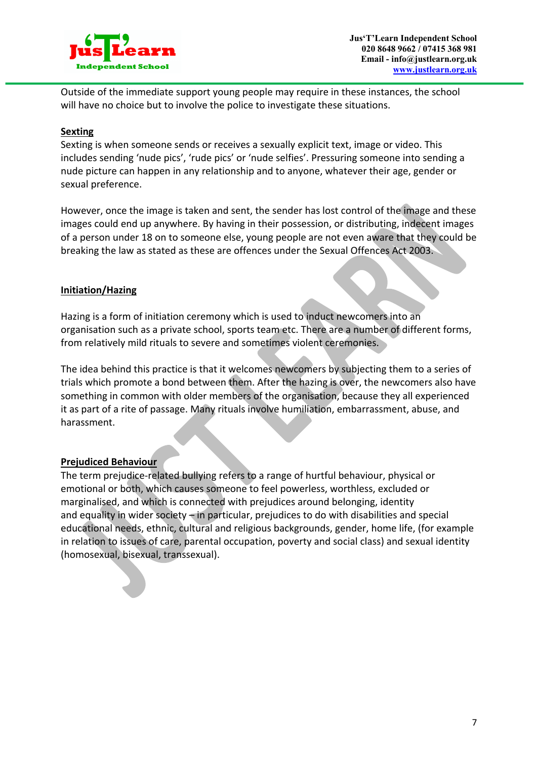Outside of the immediate support young people may require in these instances, the school will have no choice but to involve the police to investigate these situations.

**Sexting**

Sexting is when someone sends or receives a sexually explicit text, image or video. This includes sending 'nude pics', 'rude pics' or 'nude selfies'. Pressuring someone into sending a nude picture can happen in any relationship and to anyone, whatever their age, gender or sexual preference.

However, once the image is taken and sent, the sender has lost control of the image and these images could end up anywhere. By having in their possession, or distributing, indecent images of a person under 18 on to someone else, young people are not even aware that they could be breaking the law as stated as these are offences under the Sexual Offences Act 2003.

**Initiation/Hazing**

Hazing is a form of initiation ceremony which is used to induct newcomers into an organisation such as a private school, sports team etc. There are a number of different forms, from relatively mild rituals to severe and sometimes violent ceremonies.

The idea behind this practice is that it welcomes newcomers by subjecting them to a series of trials which promote a bond between them. After the hazing is over, the newcomers also have something in common with older members of the organisation, because they all experienced it as part of a rite of passage. Many rituals involve humiliation, embarrassment, abuse, and harassment.

**Prejudiced Behaviour**

The term prejudice-related bullying refers to a range of hurtful behaviour, physical or emotional or both, which causes someone to feel powerless, worthless, excluded or marginalised, and which is connected with prejudices around belonging, identity and equality in wider society – in particular, prejudices to do with disabilities and special educational needs, ethnic, cultural and religious backgrounds, gender, home life, (for example in relation to issues of care, parental occupation, poverty and social class) and sexual identity (homosexual, bisexual, transsexual).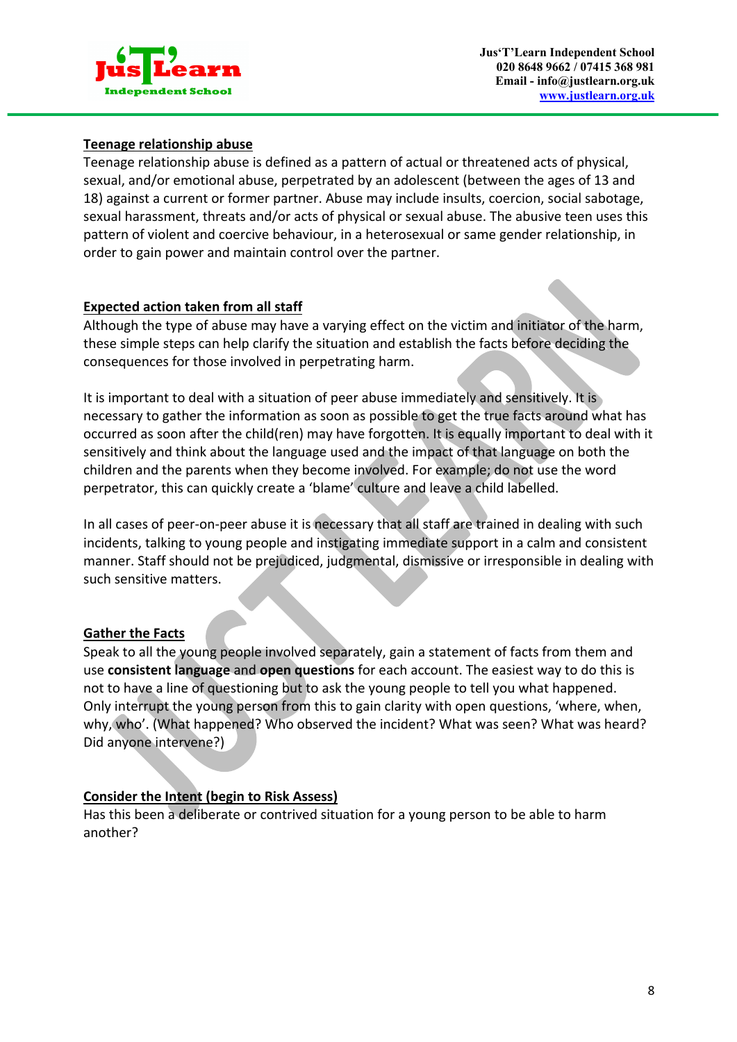## Teenage relationship abuse

Teenage relationship abuse is defined as a pattern of actual or threatened acts of physical, sexual, and/or emotional abuse, perpetrated by an adolescent (between the ages of 13 and 18) against a current or former partner. Abuse may include insults, coercion, social sabotage, sexual harassment, threats and/or acts of physical or sexual abuse. The abusive teen uses this pattern of violent and coercive behaviour, in a heterosexual or same gender relationship, in order to gain power and maintain control over the partner.

## Expected action taken from all staff

Although the type of abuse may have a varying effect on the victim and initiator of the harm, these simple steps can help clarify the situation and establish the facts before deciding the consequences for those involved in perpetrating harm.

It is important to deal with a situation of peer abuse immediately and sensitively. It is necessary to gather the information as soon as possible to get the true facts around what has occurred as soon after the child(ren) may have forgotten. It is equally important to deal with it sensitively and think about the language used and the impact of that language on both the children and the parents when they become involved. For example; do not use the word perpetrator, this can quickly create a 'blame' culture and leave a child labelled.

In all cases of peer-on-peer abuse it is necessary that all staff are trained in dealing with such incidents, talking to young people and instigating immediate support in a calm and consistent manner. Staff should not be prejudiced, judgmental, dismissive or irresponsible in dealing with such sensitive matters.

## Gather the Facts

Speak to all the young people involved separately, gain a statement of facts from them and use **consistent language** and **open questions** for each account. The easiest way to do this is not to have a line of questioning but to ask the young people to tell you what happened. Only interrupt the young person from this to gain clarity with open questions, 'where, when, why, who'. (What happened? Who observed the incident? What was seen? What was heard? Did anyone intervene?)

## Consider the Intent (begin to Risk Assess)

Has this been a deliberate or contrived situation for a young person to be able to harm another?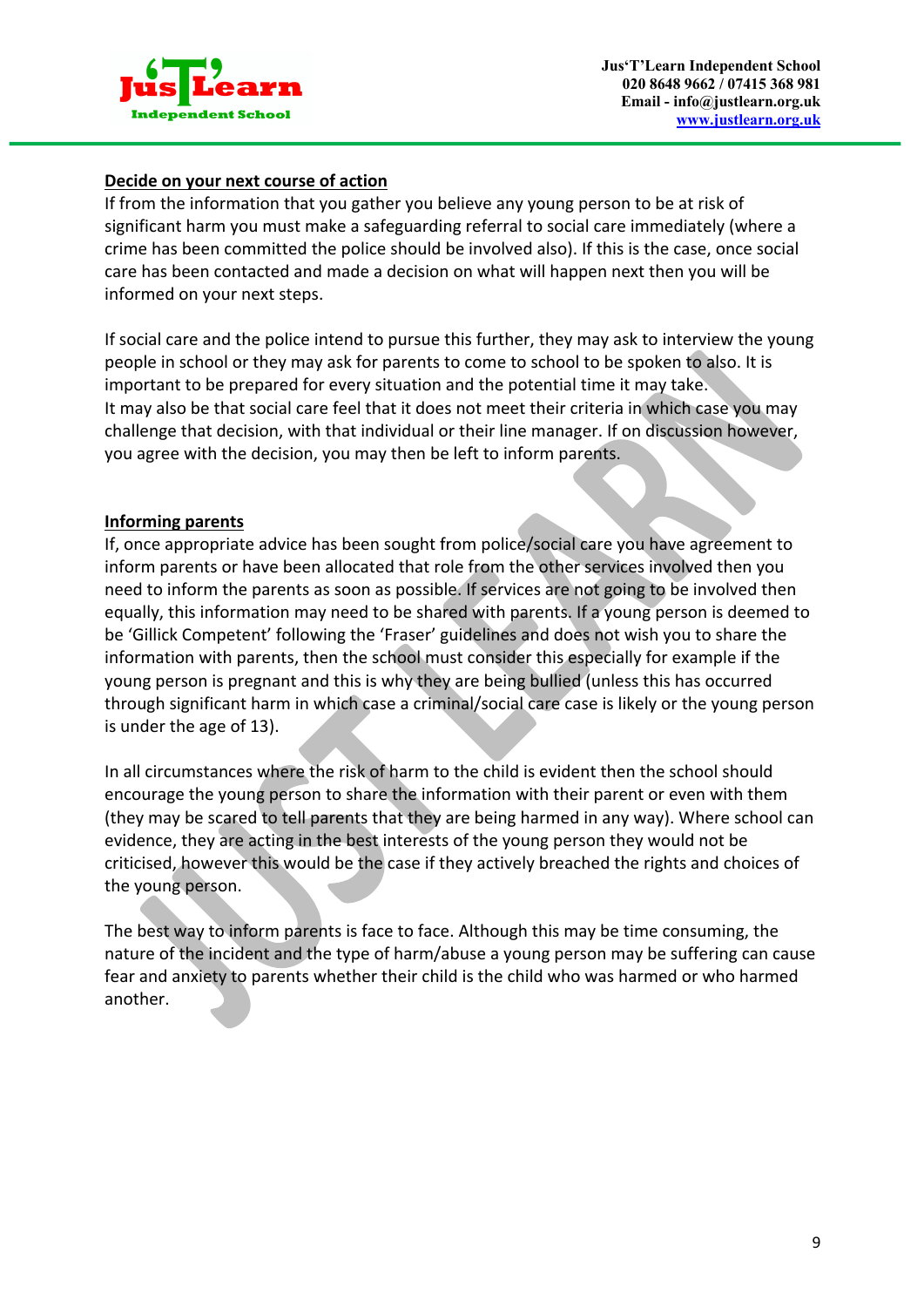**Decide on your next course of action**

If from the information that you gather you believe any young person to be at risk of significant harm you must make a safeguarding referral to social care immediately (where a crime has been committed the police should be involved also). If this is the case, once social care has been contacted and made a decision on what will happen next then you will be informed on your next steps.

If social care and the police intend to pursue this further, they may ask to interview the young people in school or they may ask for parents to come to school to be spoken to also. It is important to be prepared for every situation and the potential time it may take.
It may also be that social care feel that it does not meet their criteria in which case you may challenge that decision, with that individual or their line manager. If on discussion however, you agree with the decision, you may then be left to inform parents.

**Informing parents**

If, once appropriate advice has been sought from police/social care you have agreement to inform parents or have been allocated that role from the other services involved then you need to inform the parents as soon as possible. If services are not going to be involved then equally, this information may need to be shared with parents. If a young person is deemed to be 'Gillick Competent' following the 'Fraser' guidelines and does not wish you to share the information with parents, then the school must consider this especially for example if the young person is pregnant and this is why they are being bullied (unless this has occurred through significant harm in which case a criminal/social care case is likely or the young person is under the age of 13).

In all circumstances where the risk of harm to the child is evident then the school should encourage the young person to share the information with their parent or even with them (they may be scared to tell parents that they are being harmed in any way). Where school can evidence, they are acting in the best interests of the young person they would not be criticised, however this would be the case if they actively breached the rights and choices of the young person.

The best way to inform parents is face to face. Although this may be time consuming, the nature of the incident and the type of harm/abuse a young person may be suffering can cause fear and anxiety to parents whether their child is the child who was harmed or who harmed another.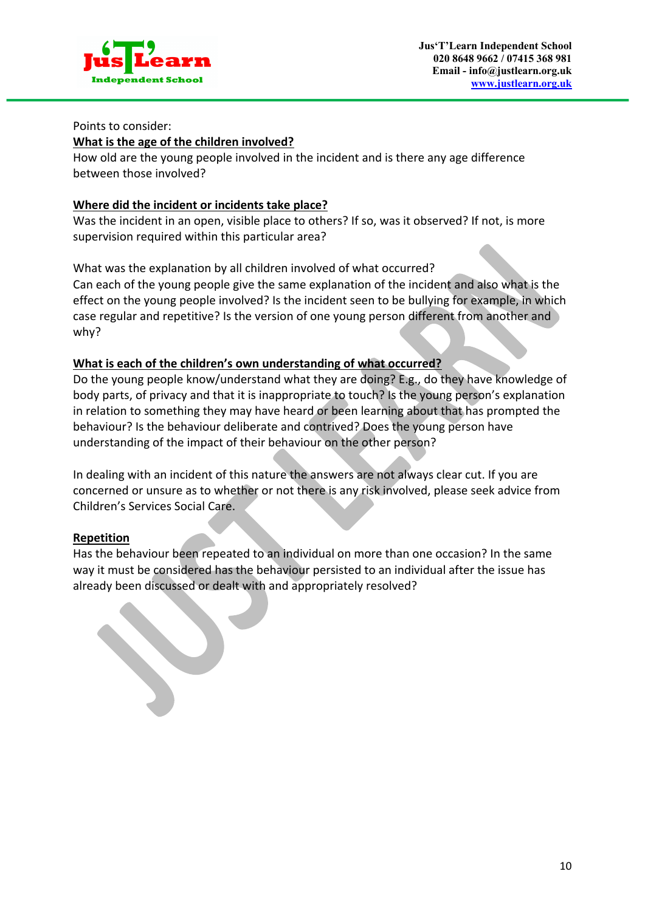Points to consider:

**What is the age of the children involved?**

How old are the young people involved in the incident and is there any age difference between those involved?

**Where did the incident or incidents take place?**

Was the incident in an open, visible place to others? If so, was it observed? If not, is more supervision required within this particular area?

What was the explanation by all children involved of what occurred?

Can each of the young people give the same explanation of the incident and also what is the effect on the young people involved? Is the incident seen to be bullying for example, in which case regular and repetitive? Is the version of one young person different from another and why?

**What is each of the children's own understanding of what occurred?**

Do the young people know/understand what they are doing? E.g., do they have knowledge of body parts, of privacy and that it is inappropriate to touch? Is the young person's explanation in relation to something they may have heard or been learning about that has prompted the behaviour? Is the behaviour deliberate and contrived? Does the young person have understanding of the impact of their behaviour on the other person?

In dealing with an incident of this nature the answers are not always clear cut. If you are concerned or unsure as to whether or not there is any risk involved, please seek advice from Children's Services Social Care.

**Repetition**

Has the behaviour been repeated to an individual on more than one occasion? In the same way it must be considered has the behaviour persisted to an individual after the issue has already been discussed or dealt with and appropriately resolved?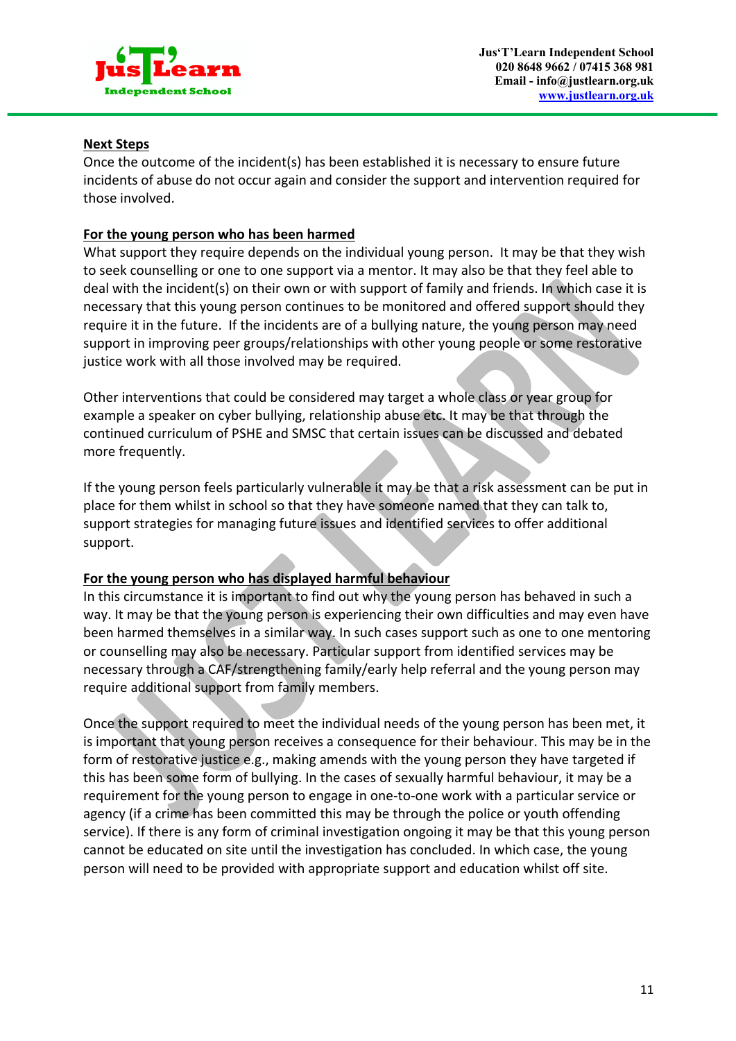**Next Steps**

Once the outcome of the incident(s) has been established it is necessary to ensure future incidents of abuse do not occur again and consider the support and intervention required for those involved.

**For the young person who has been harmed**

What support they require depends on the individual young person. It may be that they wish to seek counselling or one to one support via a mentor. It may also be that they feel able to deal with the incident(s) on their own or with support of family and friends. In which case it is necessary that this young person continues to be monitored and offered support should they require it in the future. If the incidents are of a bullying nature, the young person may need support in improving peer groups/relationships with other young people or some restorative justice work with all those involved may be required.

Other interventions that could be considered may target a whole class or year group for example a speaker on cyber bullying, relationship abuse etc. It may be that through the continued curriculum of PSHE and SMSC that certain issues can be discussed and debated more frequently.

If the young person feels particularly vulnerable it may be that a risk assessment can be put in place for them whilst in school so that they have someone named that they can talk to, support strategies for managing future issues and identified services to offer additional support.

**For the young person who has displayed harmful behaviour**

In this circumstance it is important to find out why the young person has behaved in such a way. It may be that the young person is experiencing their own difficulties and may even have been harmed themselves in a similar way. In such cases support such as one to one mentoring or counselling may also be necessary. Particular support from identified services may be necessary through a CAF/strengthening family/early help referral and the young person may require additional support from family members.

Once the support required to meet the individual needs of the young person has been met, it is important that young person receives a consequence for their behaviour. This may be in the form of restorative justice e.g., making amends with the young person they have targeted if this has been some form of bullying. In the cases of sexually harmful behaviour, it may be a requirement for the young person to engage in one-to-one work with a particular service or agency (if a crime has been committed this may be through the police or youth offending service). If there is any form of criminal investigation ongoing it may be that this young person cannot be educated on site until the investigation has concluded. In which case, the young person will need to be provided with appropriate support and education whilst off site.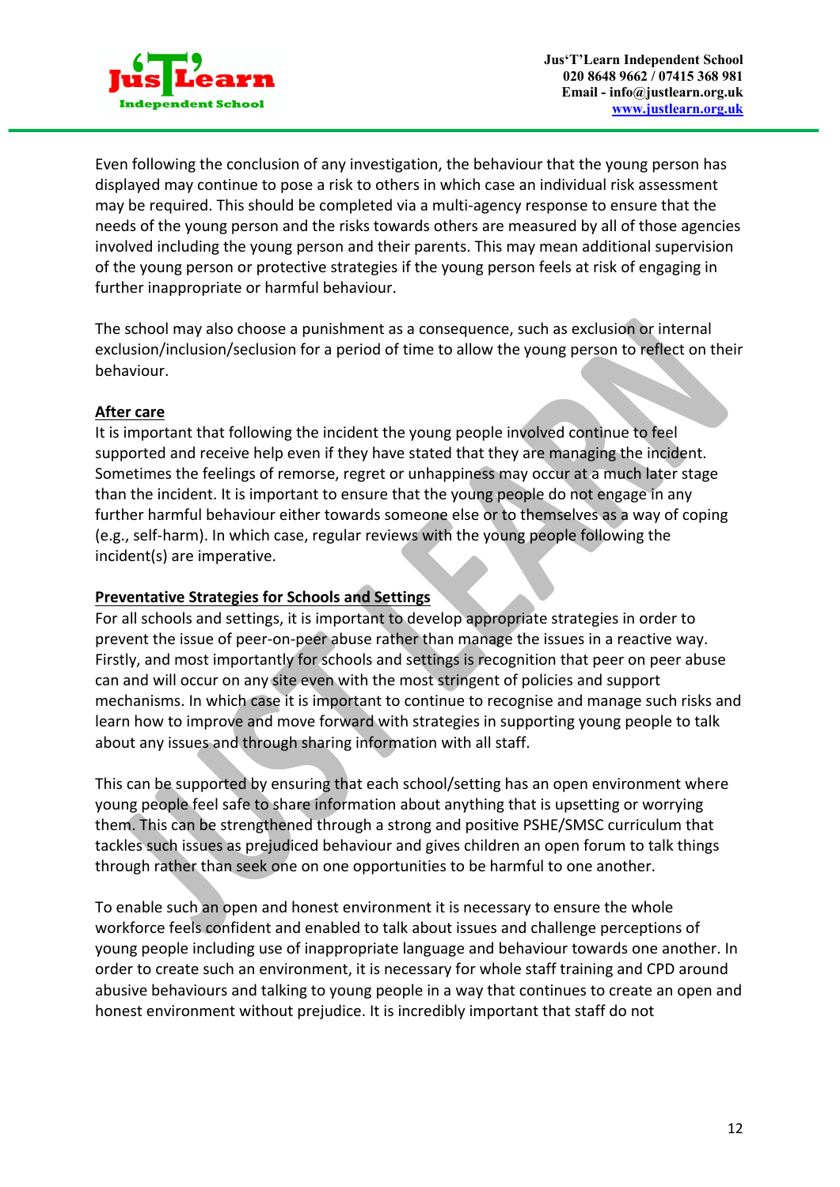Even following the conclusion of any investigation, the behaviour that the young person has displayed may continue to pose a risk to others in which case an individual risk assessment may be required. This should be completed via a multi-agency response to ensure that the needs of the young person and the risks towards others are measured by all of those agencies involved including the young person and their parents. This may mean additional supervision of the young person or protective strategies if the young person feels at risk of engaging in further inappropriate or harmful behaviour.

The school may also choose a punishment as a consequence, such as exclusion or internal exclusion/inclusion/seclusion for a period of time to allow the young person to reflect on their behaviour.

**After care**

It is important that following the incident the young people involved continue to feel supported and receive help even if they have stated that they are managing the incident. Sometimes the feelings of remorse, regret or unhappiness may occur at a much later stage than the incident. It is important to ensure that the young people do not engage in any further harmful behaviour either towards someone else or to themselves as a way of coping (e.g., self-harm). In which case, regular reviews with the young people following the incident(s) are imperative.

**Preventative Strategies for Schools and Settings**

For all schools and settings, it is important to develop appropriate strategies in order to prevent the issue of peer-on-peer abuse rather than manage the issues in a reactive way. Firstly, and most importantly for schools and settings is recognition that peer on peer abuse can and will occur on any site even with the most stringent of policies and support mechanisms. In which case it is important to continue to recognise and manage such risks and learn how to improve and move forward with strategies in supporting young people to talk about any issues and through sharing information with all staff.

This can be supported by ensuring that each school/setting has an open environment where young people feel safe to share information about anything that is upsetting or worrying them. This can be strengthened through a strong and positive PSHE/SMSC curriculum that tackles such issues as prejudiced behaviour and gives children an open forum to talk things through rather than seek one on one opportunities to be harmful to one another.

To enable such an open and honest environment it is necessary to ensure the whole workforce feels confident and enabled to talk about issues and challenge perceptions of young people including use of inappropriate language and behaviour towards one another. In order to create such an environment, it is necessary for whole staff training and CPD around abusive behaviours and talking to young people in a way that continues to create an open and honest environment without prejudice. It is incredibly important that staff do not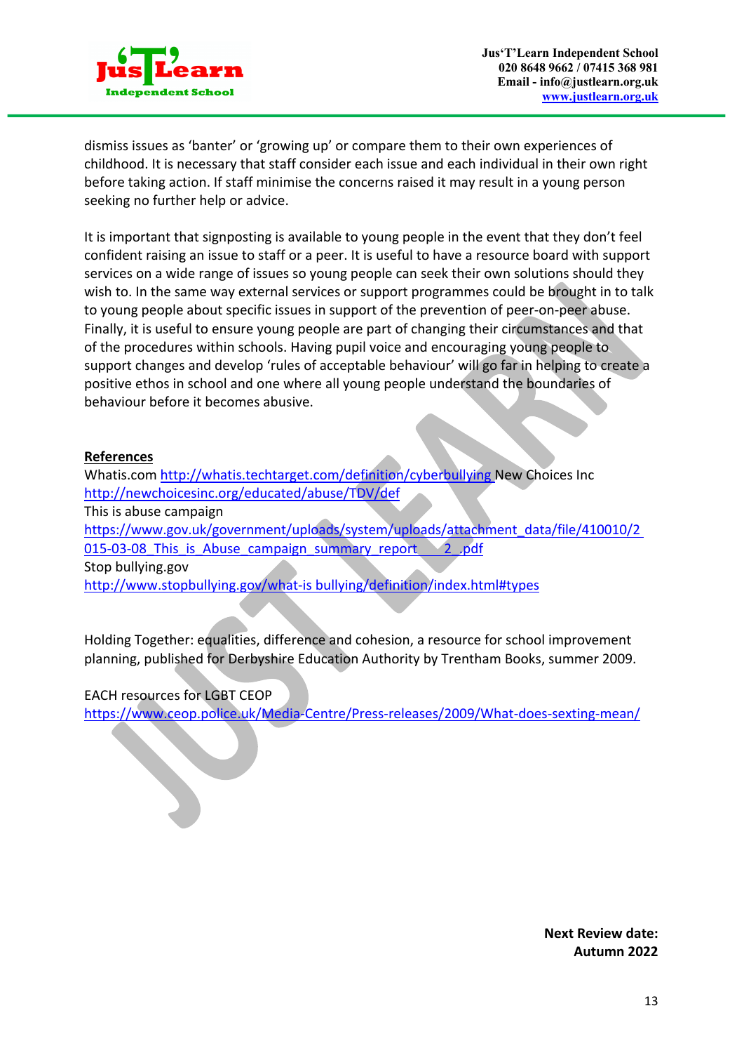dismiss issues as 'banter' or 'growing up' or compare them to their own experiences of childhood. It is necessary that staff consider each issue and each individual in their own right before taking action. If staff minimise the concerns raised it may result in a young person seeking no further help or advice.

It is important that signposting is available to young people in the event that they don't feel confident raising an issue to staff or a peer. It is useful to have a resource board with support services on a wide range of issues so young people can seek their own solutions should they wish to. In the same way external services or support programmes could be brought in to talk to young people about specific issues in support of the prevention of peer-on-peer abuse. Finally, it is useful to ensure young people are part of changing their circumstances and that of the procedures within schools. Having pupil voice and encouraging young people to support changes and develop 'rules of acceptable behaviour' will go far in helping to create a positive ethos in school and one where all young people understand the boundaries of behaviour before it becomes abusive.

**References**

Whatis.com http://whatis.techtarget.com/definition/cyberbullying New Choices Inc
http://newchoicesinc.org/educated/abuse/TDV/def
This is abuse campaign
https://www.gov.uk/government/uploads/system/uploads/attachment_data/file/410010/2015-03-08_This_is_Abuse_campaign_summary_report__2_.pdf
Stop bullying.gov
http://www.stopbullying.gov/what-is bullying/definition/index.html#types

Holding Together: equalities, difference and cohesion, a resource for school improvement planning, published for Derbyshire Education Authority by Trentham Books, summer 2009.

EACH resources for LGBT CEOP
https://www.ceop.police.uk/Media-Centre/Press-releases/2009/What-does-sexting-mean/

**Next Review date:**
**Autumn 2022**